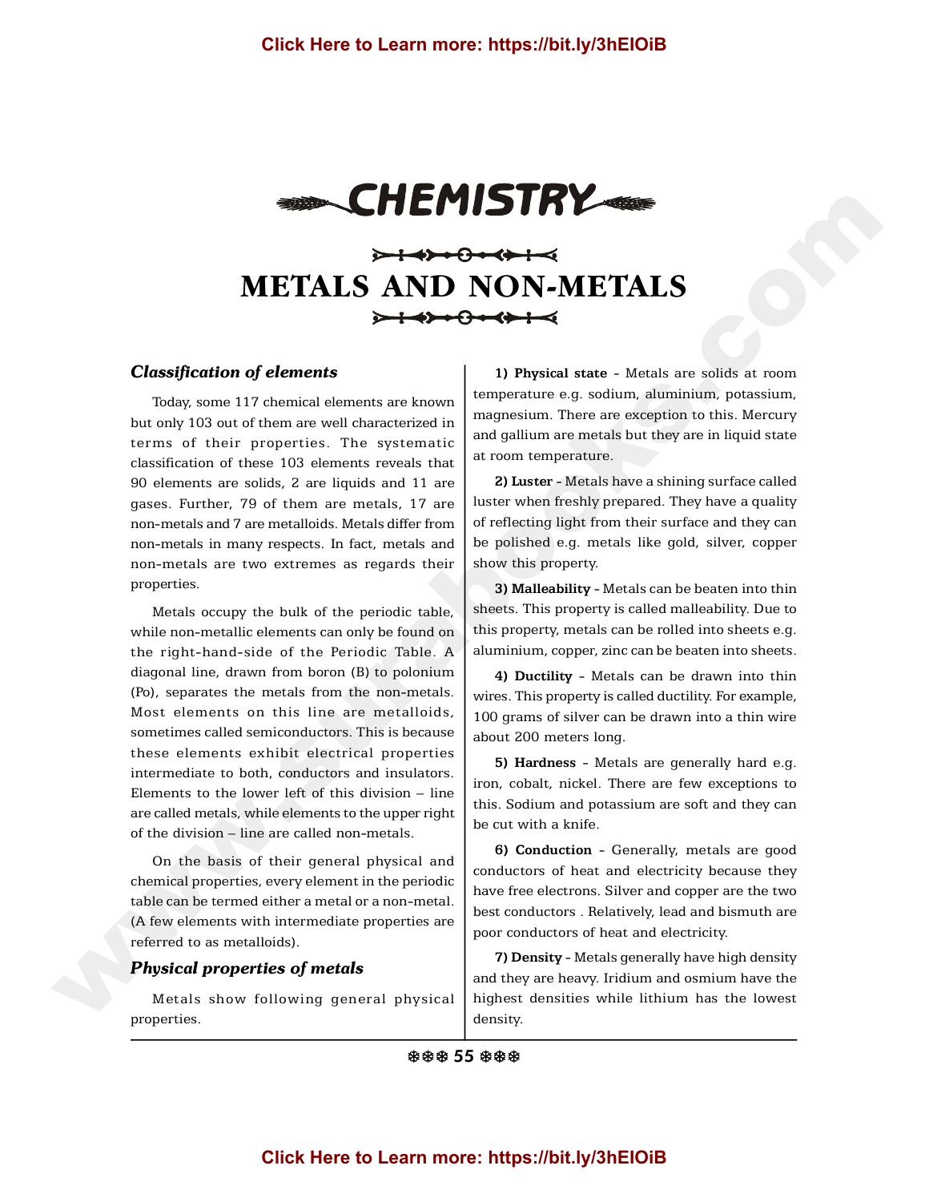# CHEMISTRY

## METALS AND NON-METALS

### *Classification of elements*

Today, some 117 chemical elements are known but only 103 out of them are well characterized in terms of their properties. The systematic classification of these 103 elements reveals that 90 elements are solids, 2 are liquids and 11 are gases. Further, 79 of them are metals, 17 are non-metals and 7 are metalloids. Metals differ from non-metals in many respects. In fact, metals and non-metals are two extremes as regards their properties.

Metals occupy the bulk of the periodic table, while non-metallic elements can only be found on the right-hand-side of the Periodic Table. A diagonal line, drawn from boron (B) to polonium (Po), separates the metals from the non-metals. Most elements on this line are metalloids, sometimes called semiconductors. This is because these elements exhibit electrical properties intermediate to both, conductors and insulators. Elements to the lower left of this division – line are called metals, while elements to the upper right of the division – line are called non-metals.

On the basis of their general physical and chemical properties, every element in the periodic table can be termed either a metal or a non-metal. (A few elements with intermediate properties are referred to as metalloids).

### *Physical properties of metals*

Metals show following general physical properties.

**1) Physical state** - Metals are solids at room temperature e.g. sodium, aluminium, potassium, magnesium. There are exception to this. Mercury and gallium are metals but they are in liquid state at room temperature.

**2) Luster** - Metals have a shining surface called luster when freshly prepared. They have a quality of reflecting light from their surface and they can be polished e.g. metals like gold, silver, copper show this property.

**3) Malleability** - Metals can be beaten into thin sheets. This property is called malleability. Due to this property, metals can be rolled into sheets e.g. aluminium, copper, zinc can be beaten into sheets.

**4) Ductility** - Metals can be drawn into thin wires. This property is called ductility. For example, 100 grams of silver can be drawn into a thin wire about 200 meters long.

**5) Hardness** - Metals are generally hard e.g. iron, cobalt, nickel. There are few exceptions to this. Sodium and potassium are soft and they can be cut with a knife.

**6) Conduction** - Generally, metals are good conductors of heat and electricity because they have free electrons. Silver and copper are the two best conductors . Relatively, lead and bismuth are poor conductors of heat and electricity.

**7) Density** - Metals generally have high density and they are heavy. Iridium and osmium have the highest densities while lithium has the lowest density.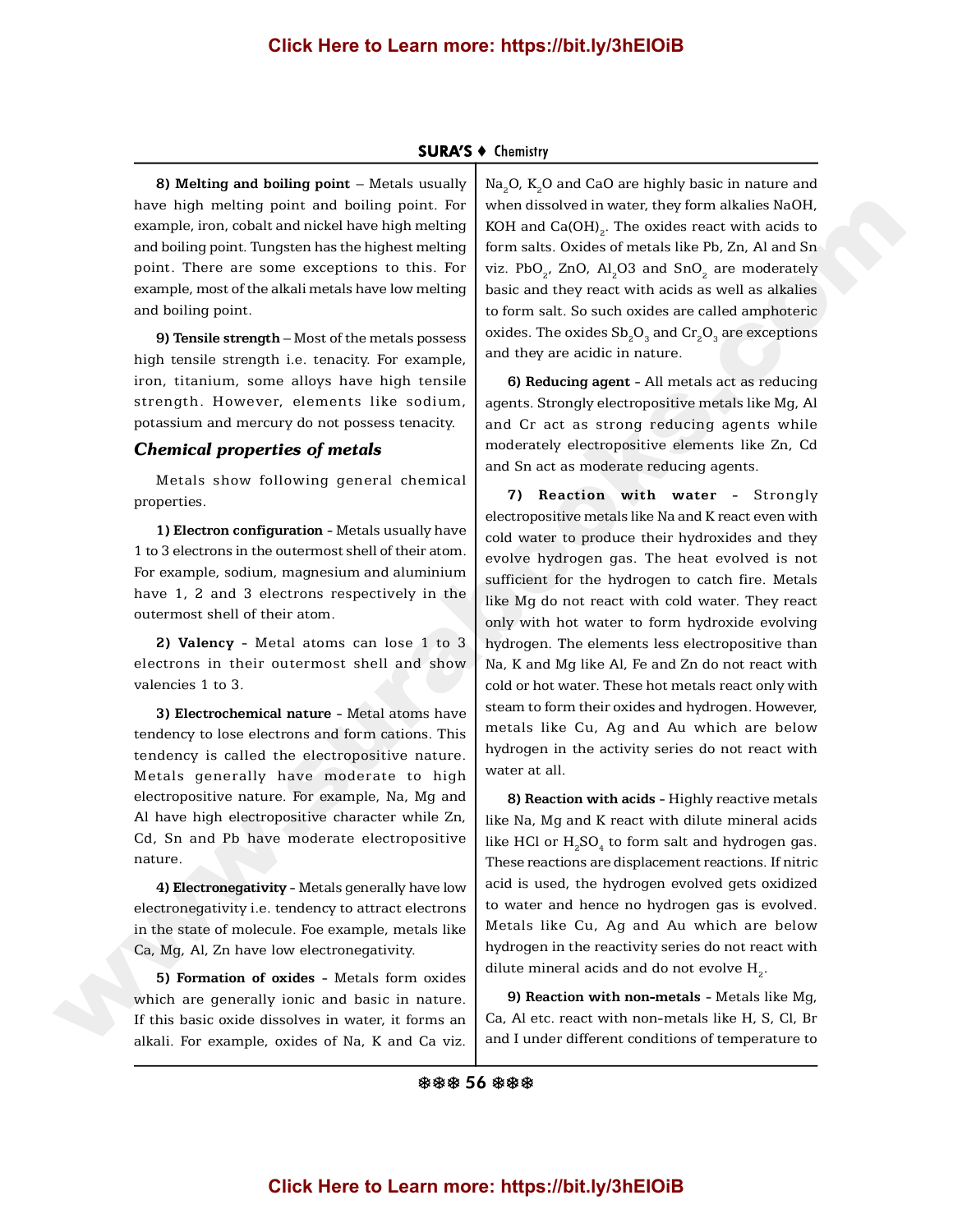**8) Melting and boiling point** – Metals usually have high melting point and boiling point. For example, iron, cobalt and nickel have high melting and boiling point. Tungsten has the highest melting point. There are some exceptions to this. For example, most of the alkali metals have low melting and boiling point.

**9) Tensile strength** – Most of the metals possess high tensile strength i.e. tenacity. For example, iron, titanium, some alloys have high tensile strength. However, elements like sodium, potassium and mercury do not possess tenacity.

### *Chemical properties of metals*

Metals show following general chemical properties.

**1) Electron configuration** - Metals usually have 1 to 3 electrons in the outermost shell of their atom. For example, sodium, magnesium and aluminium have 1, 2 and 3 electrons respectively in the outermost shell of their atom.

**2) Valency** - Metal atoms can lose 1 to 3 electrons in their outermost shell and show valencies 1 to 3.

**3) Electrochemical nature** - Metal atoms have tendency to lose electrons and form cations. This tendency is called the electropositive nature. Metals generally have moderate to high electropositive nature. For example, Na, Mg and Al have high electropositive character while Zn, Cd, Sn and Pb have moderate electropositive nature.

**4) Electronegativity** - Metals generally have low electronegativity i.e. tendency to attract electrons in the state of molecule. Foe example, metals like Ca, Mg, Al, Zn have low electronegativity.

**5) Formation of oxides** - Metals form oxides which are generally ionic and basic in nature. If this basic oxide dissolves in water, it forms an alkali. For example, oxides of Na, K and Ca viz. $Na_2O$, $K_2O$ and CaO are highly basic in nature and when dissolved in water, they form alkalies NaOH, KOH and $Ca(OH)_2$. The oxides react with acids to form salts. Oxides of metals like Pb, Zn, Al and Sn viz. $PbO_2$, ZnO, $Al_2O3$ and $SnO_2$ are moderately basic and they react with acids as well as alkalies to form salt. So such oxides are called amphoteric oxides. The oxides $Sb_2O_3$ and $Cr_2O_3$ are exceptions and they are acidic in nature.

**6) Reducing agent** - All metals act as reducing agents. Strongly electropositive metals like Mg, Al and Cr act as strong reducing agents while moderately electropositive elements like Zn, Cd and Sn act as moderate reducing agents.

**7) Reaction with water** - Strongly electropositive metals like Na and K react even with cold water to produce their hydroxides and they evolve hydrogen gas. The heat evolved is not sufficient for the hydrogen to catch fire. Metals like Mg do not react with cold water. They react only with hot water to form hydroxide evolving hydrogen. The elements less electropositive than Na, K and Mg like Al, Fe and Zn do not react with cold or hot water. These hot metals react only with steam to form their oxides and hydrogen. However, metals like Cu, Ag and Au which are below hydrogen in the activity series do not react with water at all.

**8) Reaction with acids** - Highly reactive metals like Na, Mg and K react with dilute mineral acids like HCl or $H_2SO_4$ to form salt and hydrogen gas. These reactions are displacement reactions. If nitric acid is used, the hydrogen evolved gets oxidized to water and hence no hydrogen gas is evolved. Metals like Cu, Ag and Au which are below hydrogen in the reactivity series do not react with dilute mineral acids and do not evolve $H_2$.

**9) Reaction with non-metals** - Metals like Mg, Ca, Al etc. react with non-metals like H, S, Cl, Br and I under different conditions of temperature to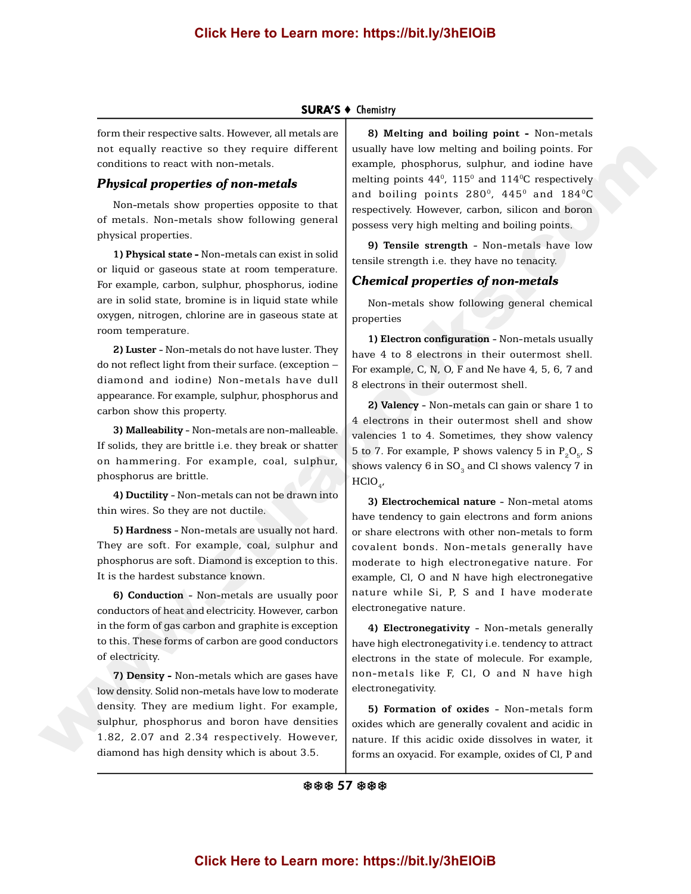form their respective salts. However, all metals are not equally reactive so they require different conditions to react with non-metals.

### *Physical properties of non-metals*

Non-metals show properties opposite to that of metals. Non-metals show following general physical properties.

**1) Physical state -** Non-metals can exist in solid or liquid or gaseous state at room temperature. For example, carbon, sulphur, phosphorus, iodine are in solid state, bromine is in liquid state while oxygen, nitrogen, chlorine are in gaseous state at room temperature.

**2) Luster -** Non-metals do not have luster. They do not reflect light from their surface. (exception – diamond and iodine) Non-metals have dull appearance. For example, sulphur, phosphorus and carbon show this property.

**3) Malleability -** Non-metals are non-malleable. If solids, they are brittle i.e. they break or shatter on hammering. For example, coal, sulphur, phosphorus are brittle.

**4) Ductility -** Non-metals can not be drawn into thin wires. So they are not ductile.

**5) Hardness -** Non-metals are usually not hard. They are soft. For example, coal, sulphur and phosphorus are soft. Diamond is exception to this. It is the hardest substance known.

**6) Conduction -** Non-metals are usually poor conductors of heat and electricity. However, carbon in the form of gas carbon and graphite is exception to this. These forms of carbon are good conductors of electricity.

**7) Density -** Non-metals which are gases have low density. Solid non-metals have low to moderate density. They are medium light. For example, sulphur, phosphorus and boron have densities 1.82, 2.07 and 2.34 respectively. However, diamond has high density which is about 3.5.

**8) Melting and boiling point -** Non-metals usually have low melting and boiling points. For example, phosphorus, sulphur, and iodine have melting points $44^0$, $115^0$ and $114^0$C respectively and boiling points $280^0$, $445^0$ and $184^0$C respectively. However, carbon, silicon and boron possess very high melting and boiling points.

**9) Tensile strength -** Non-metals have low tensile strength i.e. they have no tenacity.

### *Chemical properties of non-metals*

Non-metals show following general chemical properties

**1) Electron configuration -** Non-metals usually have 4 to 8 electrons in their outermost shell. For example, C, N, O, F and Ne have 4, 5, 6, 7 and 8 electrons in their outermost shell.

**2) Valency -** Non-metals can gain or share 1 to 4 electrons in their outermost shell and show valencies 1 to 4. Sometimes, they show valency 5 to 7. For example, P shows valency 5 in $P_2O_5$, S shows valency 6 in $SO_3$ and Cl shows valency 7 in $HClO_4$,

**3) Electrochemical nature -** Non-metal atoms have tendency to gain electrons and form anions or share electrons with other non-metals to form covalent bonds. Non-metals generally have moderate to high electronegative nature. For example, Cl, O and N have high electronegative nature while Si, P, S and I have moderate electronegative nature.

**4) Electronegativity -** Non-metals generally have high electronegativity i.e. tendency to attract electrons in the state of molecule. For example, non-metals like F, Cl, O and N have high electronegativity.

**5) Formation of oxides -** Non-metals form oxides which are generally covalent and acidic in nature. If this acidic oxide dissolves in water, it forms an oxyacid. For example, oxides of Cl, P and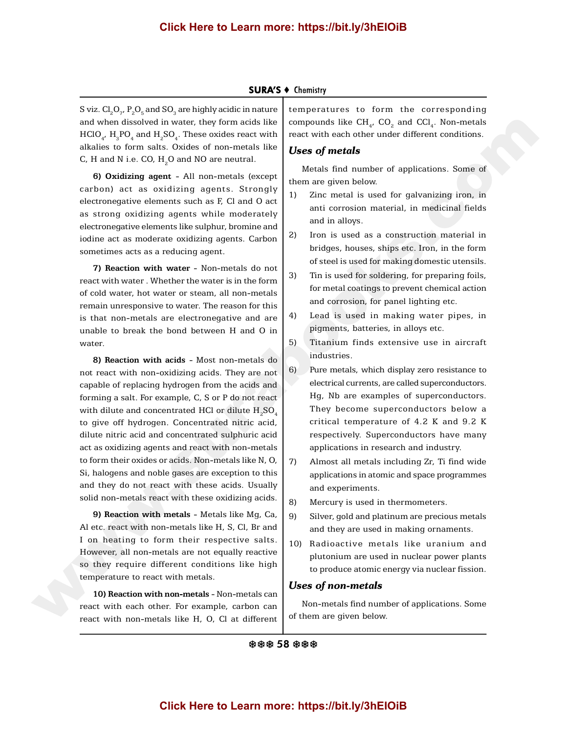S viz. $Cl_2O_7$, $P_2O_5$ and $SO_3$ are highly acidic in nature and when dissolved in water, they form acids like $HClO_4$, $H_3PO_4$ and $H_2SO_4$. These oxides react with alkalies to form salts. Oxides of non-metals like C, H and N i.e. CO, $H_2O$ and NO are neutral.

**6) Oxidizing agent** - All non-metals (except carbon) act as oxidizing agents. Strongly electronegative elements such as F, Cl and O act as strong oxidizing agents while moderately electronegative elements like sulphur, bromine and iodine act as moderate oxidizing agents. Carbon sometimes acts as a reducing agent.

**7) Reaction with water** - Non-metals do not react with water . Whether the water is in the form of cold water, hot water or steam, all non-metals remain unresponsive to water. The reason for this is that non-metals are electronegative and are unable to break the bond between H and O in water.

**8) Reaction with acids** - Most non-metals do not react with non-oxidizing acids. They are not capable of replacing hydrogen from the acids and forming a salt. For example, C, S or P do not react with dilute and concentrated HCl or dilute $H_2SO_4$ to give off hydrogen. Concentrated nitric acid, dilute nitric acid and concentrated sulphuric acid act as oxidizing agents and react with non-metals to form their oxides or acids. Non-metals like N, O, Si, halogens and noble gases are exception to this and they do not react with these acids. Usually solid non-metals react with these oxidizing acids.

**9) Reaction with metals** - Metals like Mg, Ca, Al etc. react with non-metals like H, S, Cl, Br and I on heating to form their respective salts. However, all non-metals are not equally reactive so they require different conditions like high temperature to react with metals.

**10) Reaction with non-metals** - Non-metals can react with each other. For example, carbon can react with non-metals like H, O, Cl at different temperatures to form the corresponding compounds like $CH_4$, $CO_2$ and $CCl_4$. Non-metals react with each other under different conditions.

### *Uses of metals*

Metals find number of applications. Some of them are given below.

1) Zinc metal is used for galvanizing iron, in anti corrosion material, in medicinal fields and in alloys.
2) Iron is used as a construction material in bridges, houses, ships etc. Iron, in the form of steel is used for making domestic utensils.
3) Tin is used for soldering, for preparing foils, for metal coatings to prevent chemical action and corrosion, for panel lighting etc.
4) Lead is used in making water pipes, in pigments, batteries, in alloys etc.
5) Titanium finds extensive use in aircraft industries.
6) Pure metals, which display zero resistance to electrical currents, are called superconductors. Hg, Nb are examples of superconductors. They become superconductors below a critical temperature of 4.2 K and 9.2 K respectively. Superconductors have many applications in research and industry.
7) Almost all metals including Zr, Ti find wide applications in atomic and space programmes and experiments.
8) Mercury is used in thermometers.
9) Silver, gold and platinum are precious metals and they are used in making ornaments.
10) Radioactive metals like uranium and plutonium are used in nuclear power plants to produce atomic energy via nuclear fission.

### *Uses of non-metals*

Non-metals find number of applications. Some of them are given below.